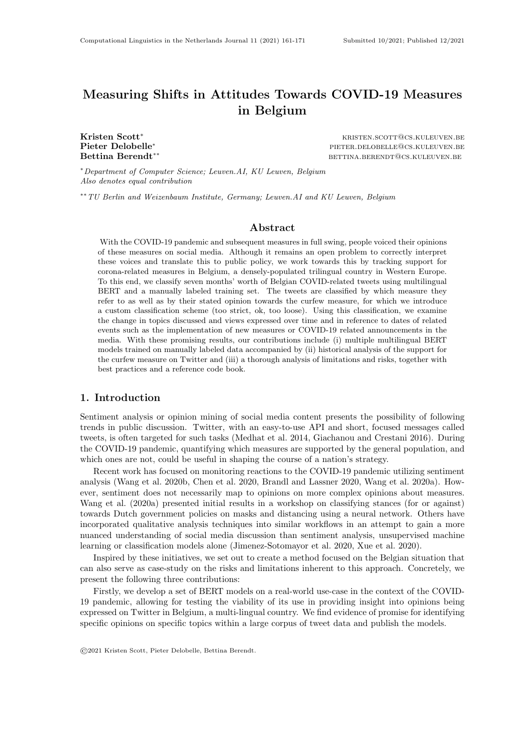# Measuring Shifts in Attitudes Towards COVID-19 Measures in Belgium

**Kristen Scott*** KRISTEN.SCOTT@CS.KULEUVEN.BE
**Pieter Delobelle*** PIETER.DELOBELLE@CS.KULEUVEN.BE
**Bettina Berendt**** BETTINA.BERENDT@CS.KULEUVEN.BE

*\*Department of Computer Science; Leuven.AI, KU Leuven, Belgium*
*Also denotes equal contribution*

*\*\*TU Berlin and Weizenbaum Institute, Germany; Leuven.AI and KU Leuven, Belgium*

## Abstract

With the COVID-19 pandemic and subsequent measures in full swing, people voiced their opinions of these measures on social media. Although it remains an open problem to correctly interpret these voices and translate this to public policy, we work towards this by tracking support for corona-related measures in Belgium, a densely-populated trilingual country in Western Europe. To this end, we classify seven months' worth of Belgian COVID-related tweets using multilingual BERT and a manually labeled training set. The tweets are classified by which measure they refer to as well as by their stated opinion towards the curfew measure, for which we introduce a custom classification scheme (too strict, ok, too loose). Using this classification, we examine the change in topics discussed and views expressed over time and in reference to dates of related events such as the implementation of new measures or COVID-19 related announcements in the media. With these promising results, our contributions include (i) multiple multilingual BERT models trained on manually labeled data accompanied by (ii) historical analysis of the support for the curfew measure on Twitter and (iii) a thorough analysis of limitations and risks, together with best practices and a reference code book.

## 1. Introduction

Sentiment analysis or opinion mining of social media content presents the possibility of following trends in public discussion. Twitter, with an easy-to-use API and short, focused messages called tweets, is often targeted for such tasks (Medhat et al. 2014, Giachanou and Crestani 2016). During the COVID-19 pandemic, quantifying which measures are supported by the general population, and which ones are not, could be useful in shaping the course of a nation's strategy.

Recent work has focused on monitoring reactions to the COVID-19 pandemic utilizing sentiment analysis (Wang et al. 2020b, Chen et al. 2020, Brandl and Lassner 2020, Wang et al. 2020a). However, sentiment does not necessarily map to opinions on more complex opinions about measures. Wang et al. (2020a) presented initial results in a workshop on classifying stances (for or against) towards Dutch government policies on masks and distancing using a neural network. Others have incorporated qualitative analysis techniques into similar workflows in an attempt to gain a more nuanced understanding of social media discussion than sentiment analysis, unsupervised machine learning or classification models alone (Jimenez-Sotomayor et al. 2020, Xue et al. 2020).

Inspired by these initiatives, we set out to create a method focused on the Belgian situation that can also serve as case-study on the risks and limitations inherent to this approach. Concretely, we present the following three contributions:

Firstly, we develop a set of BERT models on a real-world use-case in the context of the COVID-19 pandemic, allowing for testing the viability of its use in providing insight into opinions being expressed on Twitter in Belgium, a multi-lingual country. We find evidence of promise for identifying specific opinions on specific topics within a large corpus of tweet data and publish the models.

©2021 Kristen Scott, Pieter Delobelle, Bettina Berendt.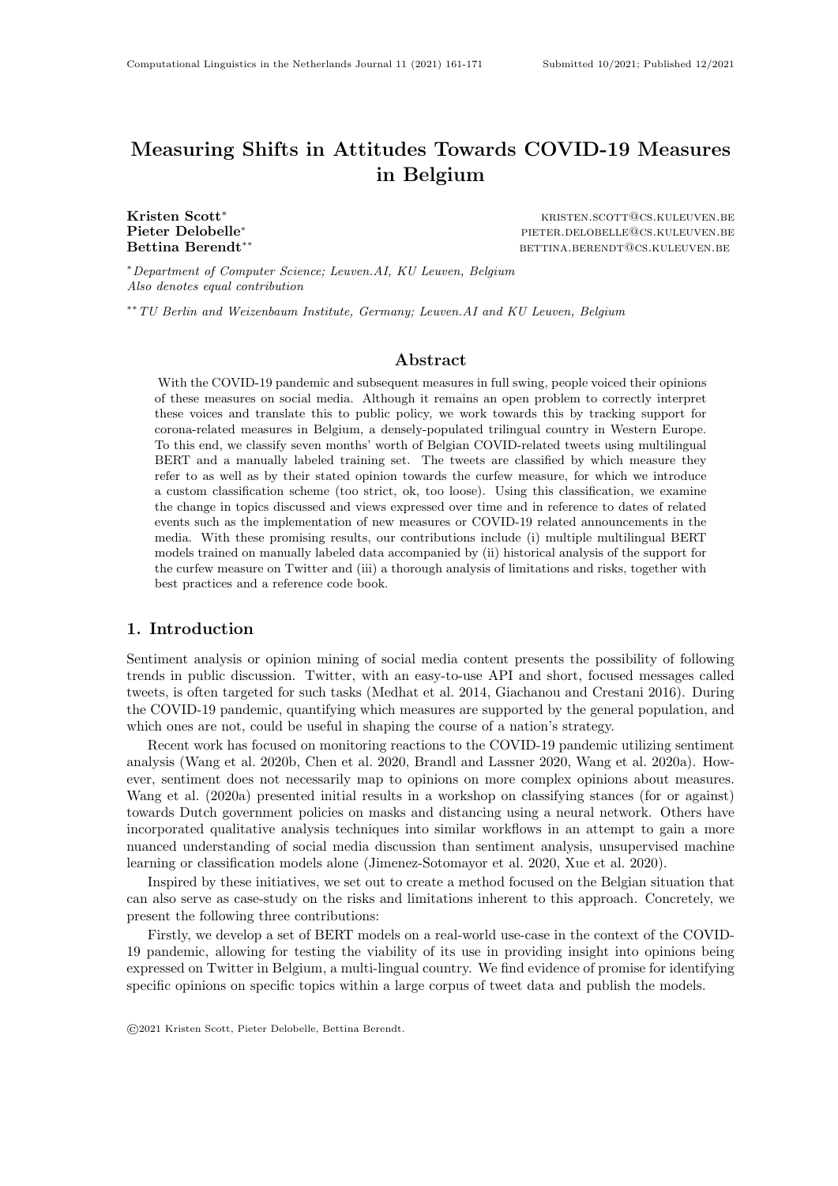# Measuring Shifts in Attitudes Towards COVID-19 Measures in Belgium

**Kristen Scott*** KRISTEN.SCOTT@CS.KULEUVEN.BE
**Pieter Delobelle*** PIETER.DELOBELLE@CS.KULEUVEN.BE
**Bettina Berendt**** BETTINA.BERENDT@CS.KULEUVEN.BE

*\* Department of Computer Science; Leuven.AI, KU Leuven, Belgium*
*Also denotes equal contribution*

*\*\* TU Berlin and Weizenbaum Institute, Germany; Leuven.AI and KU Leuven, Belgium*

## Abstract

With the COVID-19 pandemic and subsequent measures in full swing, people voiced their opinions of these measures on social media. Although it remains an open problem to correctly interpret these voices and translate this to public policy, we work towards this by tracking support for corona-related measures in Belgium, a densely-populated trilingual country in Western Europe. To this end, we classify seven months' worth of Belgian COVID-related tweets using multilingual BERT and a manually labeled training set. The tweets are classified by which measure they refer to as well as by their stated opinion towards the curfew measure, for which we introduce a custom classification scheme (too strict, ok, too loose). Using this classification, we examine the change in topics discussed and views expressed over time and in reference to dates of related events such as the implementation of new measures or COVID-19 related announcements in the media. With these promising results, our contributions include (i) multiple multilingual BERT models trained on manually labeled data accompanied by (ii) historical analysis of the support for the curfew measure on Twitter and (iii) a thorough analysis of limitations and risks, together with best practices and a reference code book.

## 1. Introduction

Sentiment analysis or opinion mining of social media content presents the possibility of following trends in public discussion. Twitter, with an easy-to-use API and short, focused messages called tweets, is often targeted for such tasks (Medhat et al. 2014, Giachanou and Crestani 2016). During the COVID-19 pandemic, quantifying which measures are supported by the general population, and which ones are not, could be useful in shaping the course of a nation's strategy.

Recent work has focused on monitoring reactions to the COVID-19 pandemic utilizing sentiment analysis (Wang et al. 2020b, Chen et al. 2020, Brandl and Lassner 2020, Wang et al. 2020a). However, sentiment does not necessarily map to opinions on more complex opinions about measures. Wang et al. (2020a) presented initial results in a workshop on classifying stances (for or against) towards Dutch government policies on masks and distancing using a neural network. Others have incorporated qualitative analysis techniques into similar workflows in an attempt to gain a more nuanced understanding of social media discussion than sentiment analysis, unsupervised machine learning or classification models alone (Jimenez-Sotomayor et al. 2020, Xue et al. 2020).

Inspired by these initiatives, we set out to create a method focused on the Belgian situation that can also serve as case-study on the risks and limitations inherent to this approach. Concretely, we present the following three contributions:

Firstly, we develop a set of BERT models on a real-world use-case in the context of the COVID-19 pandemic, allowing for testing the viability of its use in providing insight into opinions being expressed on Twitter in Belgium, a multi-lingual country. We find evidence of promise for identifying specific opinions on specific topics within a large corpus of tweet data and publish the models.

©2021 Kristen Scott, Pieter Delobelle, Bettina Berendt.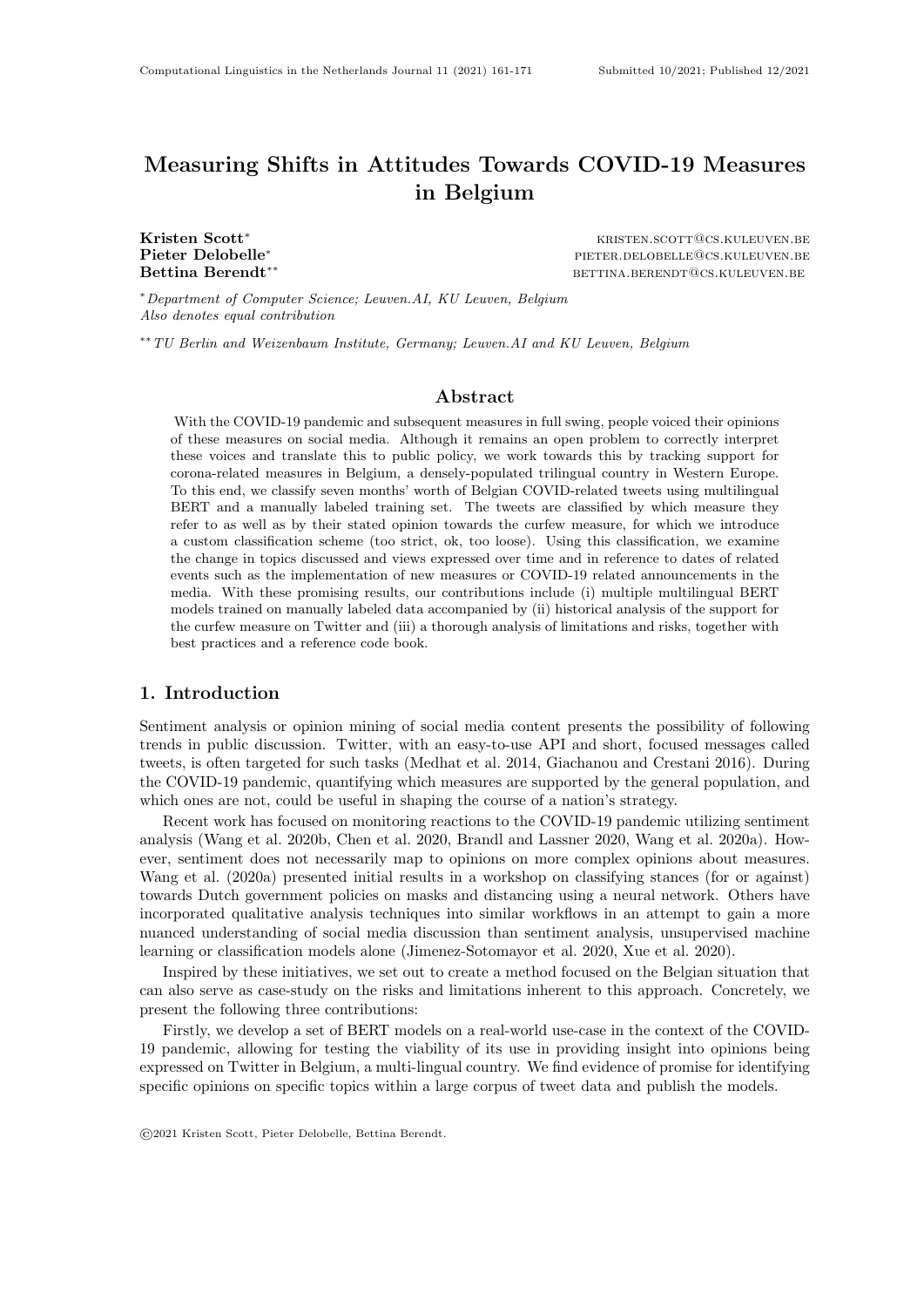# Measuring Shifts in Attitudes Towards COVID-19 Measures in Belgium

**Kristen Scott*** KRISTEN.SCOTT@CS.KULEUVEN.BE
**Pieter Delobelle*** PIETER.DELOBELLE@CS.KULEUVEN.BE
**Bettina Berendt**** BETTINA.BERENDT@CS.KULEUVEN.BE

\* *Department of Computer Science; Leuven.AI, KU Leuven, Belgium*
*Also denotes equal contribution*

\*\* *TU Berlin and Weizenbaum Institute, Germany; Leuven.AI and KU Leuven, Belgium*

## Abstract

With the COVID-19 pandemic and subsequent measures in full swing, people voiced their opinions of these measures on social media. Although it remains an open problem to correctly interpret these voices and translate this to public policy, we work towards this by tracking support for corona-related measures in Belgium, a densely-populated trilingual country in Western Europe. To this end, we classify seven months' worth of Belgian COVID-related tweets using multilingual BERT and a manually labeled training set. The tweets are classified by which measure they refer to as well as by their stated opinion towards the curfew measure, for which we introduce a custom classification scheme (too strict, ok, too loose). Using this classification, we examine the change in topics discussed and views expressed over time and in reference to dates of related events such as the implementation of new measures or COVID-19 related announcements in the media. With these promising results, our contributions include (i) multiple multilingual BERT models trained on manually labeled data accompanied by (ii) historical analysis of the support for the curfew measure on Twitter and (iii) a thorough analysis of limitations and risks, together with best practices and a reference code book.

## 1. Introduction

Sentiment analysis or opinion mining of social media content presents the possibility of following trends in public discussion. Twitter, with an easy-to-use API and short, focused messages called tweets, is often targeted for such tasks (Medhat et al. 2014, Giachanou and Crestani 2016). During the COVID-19 pandemic, quantifying which measures are supported by the general population, and which ones are not, could be useful in shaping the course of a nation's strategy.

Recent work has focused on monitoring reactions to the COVID-19 pandemic utilizing sentiment analysis (Wang et al. 2020b, Chen et al. 2020, Brandl and Lassner 2020, Wang et al. 2020a). However, sentiment does not necessarily map to opinions on more complex opinions about measures. Wang et al. (2020a) presented initial results in a workshop on classifying stances (for or against) towards Dutch government policies on masks and distancing using a neural network. Others have incorporated qualitative analysis techniques into similar workflows in an attempt to gain a more nuanced understanding of social media discussion than sentiment analysis, unsupervised machine learning or classification models alone (Jimenez-Sotomayor et al. 2020, Xue et al. 2020).

Inspired by these initiatives, we set out to create a method focused on the Belgian situation that can also serve as case-study on the risks and limitations inherent to this approach. Concretely, we present the following three contributions:

Firstly, we develop a set of BERT models on a real-world use-case in the context of the COVID-19 pandemic, allowing for testing the viability of its use in providing insight into opinions being expressed on Twitter in Belgium, a multi-lingual country. We find evidence of promise for identifying specific opinions on specific topics within a large corpus of tweet data and publish the models.

©2021 Kristen Scott, Pieter Delobelle, Bettina Berendt.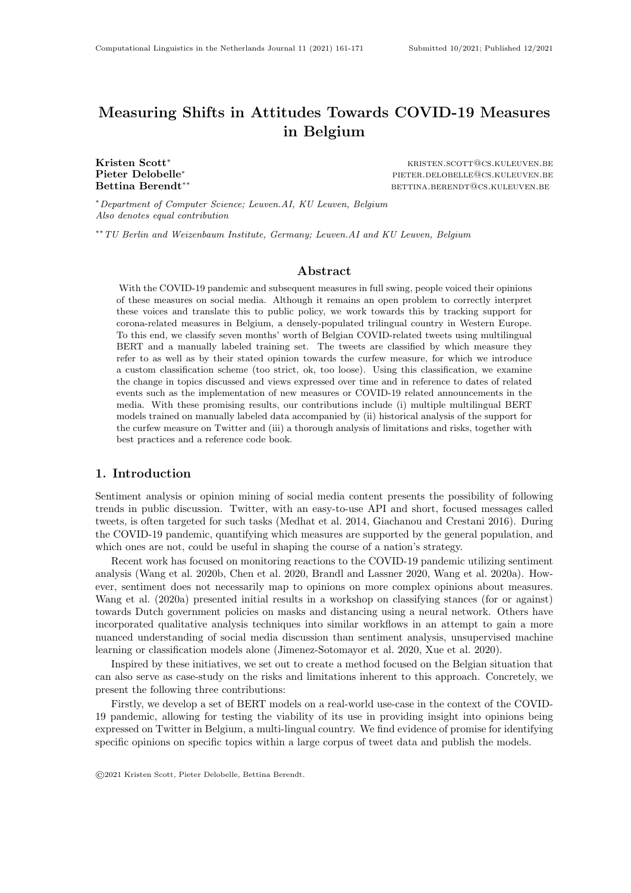# Measuring Shifts in Attitudes Towards COVID-19 Measures in Belgium

**Kristen Scott*** KRISTEN.SCOTT@CS.KULEUVEN.BE
**Pieter Delobelle*** PIETER.DELOBELLE@CS.KULEUVEN.BE
**Bettina Berendt**** BETTINA.BERENDT@CS.KULEUVEN.BE

*\*Department of Computer Science; Leuven.AI, KU Leuven, Belgium*
*Also denotes equal contribution*

*\*\*TU Berlin and Weizenbaum Institute, Germany; Leuven.AI and KU Leuven, Belgium*

## Abstract

With the COVID-19 pandemic and subsequent measures in full swing, people voiced their opinions of these measures on social media. Although it remains an open problem to correctly interpret these voices and translate this to public policy, we work towards this by tracking support for corona-related measures in Belgium, a densely-populated trilingual country in Western Europe. To this end, we classify seven months' worth of Belgian COVID-related tweets using multilingual BERT and a manually labeled training set. The tweets are classified by which measure they refer to as well as by their stated opinion towards the curfew measure, for which we introduce a custom classification scheme (too strict, ok, too loose). Using this classification, we examine the change in topics discussed and views expressed over time and in reference to dates of related events such as the implementation of new measures or COVID-19 related announcements in the media. With these promising results, our contributions include (i) multiple multilingual BERT models trained on manually labeled data accompanied by (ii) historical analysis of the support for the curfew measure on Twitter and (iii) a thorough analysis of limitations and risks, together with best practices and a reference code book.

## 1. Introduction

Sentiment analysis or opinion mining of social media content presents the possibility of following trends in public discussion. Twitter, with an easy-to-use API and short, focused messages called tweets, is often targeted for such tasks (Medhat et al. 2014, Giachanou and Crestani 2016). During the COVID-19 pandemic, quantifying which measures are supported by the general population, and which ones are not, could be useful in shaping the course of a nation's strategy.

Recent work has focused on monitoring reactions to the COVID-19 pandemic utilizing sentiment analysis (Wang et al. 2020b, Chen et al. 2020, Brandl and Lassner 2020, Wang et al. 2020a). However, sentiment does not necessarily map to opinions on more complex opinions about measures. Wang et al. (2020a) presented initial results in a workshop on classifying stances (for or against) towards Dutch government policies on masks and distancing using a neural network. Others have incorporated qualitative analysis techniques into similar workflows in an attempt to gain a more nuanced understanding of social media discussion than sentiment analysis, unsupervised machine learning or classification models alone (Jimenez-Sotomayor et al. 2020, Xue et al. 2020).

Inspired by these initiatives, we set out to create a method focused on the Belgian situation that can also serve as case-study on the risks and limitations inherent to this approach. Concretely, we present the following three contributions:

Firstly, we develop a set of BERT models on a real-world use-case in the context of the COVID-19 pandemic, allowing for testing the viability of its use in providing insight into opinions being expressed on Twitter in Belgium, a multi-lingual country. We find evidence of promise for identifying specific opinions on specific topics within a large corpus of tweet data and publish the models.

©2021 Kristen Scott, Pieter Delobelle, Bettina Berendt.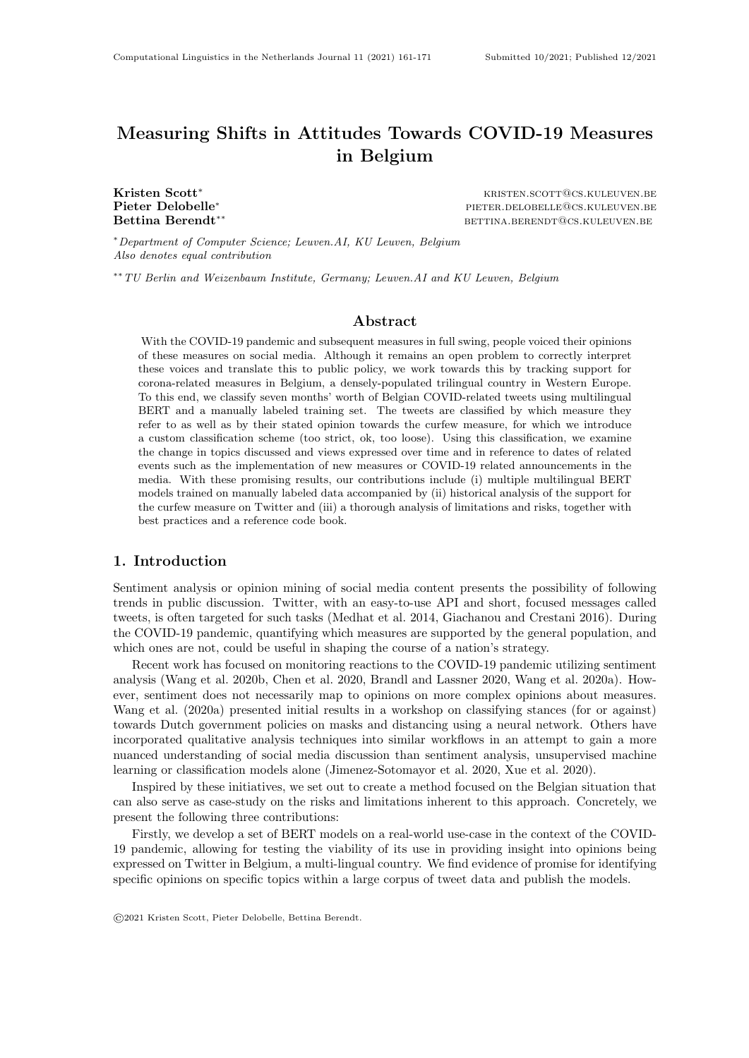# Measuring Shifts in Attitudes Towards COVID-19 Measures in Belgium

**Kristen Scott*** kristen.scott@cs.kuleuven.be
**Pieter Delobelle*** pieter.delobelle@cs.kuleuven.be
**Bettina Berendt**** bettina.berendt@cs.kuleuven.be

*\*Department of Computer Science; Leuven.AI, KU Leuven, Belgium*
*Also denotes equal contribution*

*\*\*TU Berlin and Weizenbaum Institute, Germany; Leuven.AI and KU Leuven, Belgium*

## Abstract

With the COVID-19 pandemic and subsequent measures in full swing, people voiced their opinions of these measures on social media. Although it remains an open problem to correctly interpret these voices and translate this to public policy, we work towards this by tracking support for corona-related measures in Belgium, a densely-populated trilingual country in Western Europe. To this end, we classify seven months' worth of Belgian COVID-related tweets using multilingual BERT and a manually labeled training set. The tweets are classified by which measure they refer to as well as by their stated opinion towards the curfew measure, for which we introduce a custom classification scheme (too strict, ok, too loose). Using this classification, we examine the change in topics discussed and views expressed over time and in reference to dates of related events such as the implementation of new measures or COVID-19 related announcements in the media. With these promising results, our contributions include (i) multiple multilingual BERT models trained on manually labeled data accompanied by (ii) historical analysis of the support for the curfew measure on Twitter and (iii) a thorough analysis of limitations and risks, together with best practices and a reference code book.

## 1. Introduction

Sentiment analysis or opinion mining of social media content presents the possibility of following trends in public discussion. Twitter, with an easy-to-use API and short, focused messages called tweets, is often targeted for such tasks (Medhat et al. 2014, Giachanou and Crestani 2016). During the COVID-19 pandemic, quantifying which measures are supported by the general population, and which ones are not, could be useful in shaping the course of a nation's strategy.

Recent work has focused on monitoring reactions to the COVID-19 pandemic utilizing sentiment analysis (Wang et al. 2020b, Chen et al. 2020, Brandl and Lassner 2020, Wang et al. 2020a). However, sentiment does not necessarily map to opinions on more complex opinions about measures. Wang et al. (2020a) presented initial results in a workshop on classifying stances (for or against) towards Dutch government policies on masks and distancing using a neural network. Others have incorporated qualitative analysis techniques into similar workflows in an attempt to gain a more nuanced understanding of social media discussion than sentiment analysis, unsupervised machine learning or classification models alone (Jimenez-Sotomayor et al. 2020, Xue et al. 2020).

Inspired by these initiatives, we set out to create a method focused on the Belgian situation that can also serve as case-study on the risks and limitations inherent to this approach. Concretely, we present the following three contributions:

Firstly, we develop a set of BERT models on a real-world use-case in the context of the COVID-19 pandemic, allowing for testing the viability of its use in providing insight into opinions being expressed on Twitter in Belgium, a multi-lingual country. We find evidence of promise for identifying specific opinions on specific topics within a large corpus of tweet data and publish the models.

©2021 Kristen Scott, Pieter Delobelle, Bettina Berendt.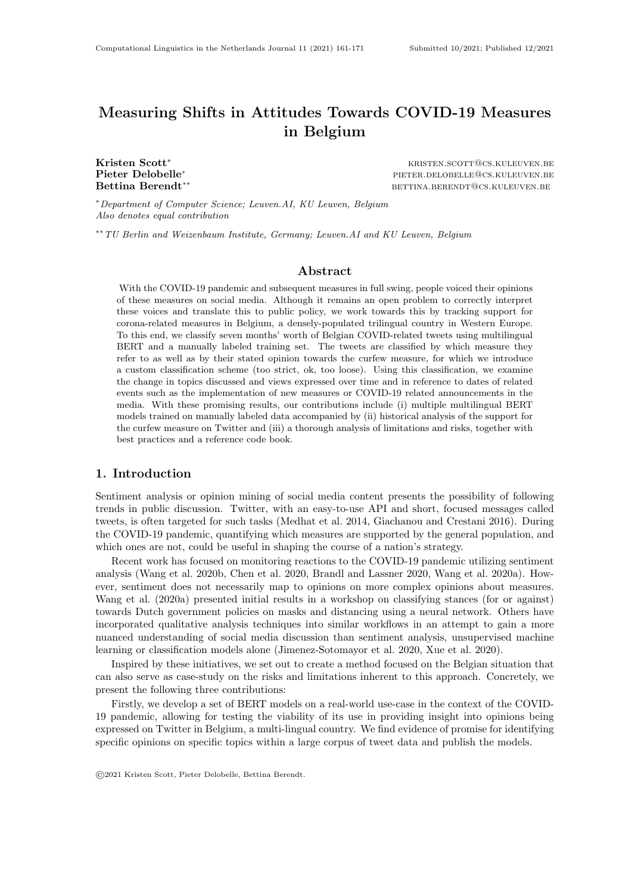# Measuring Shifts in Attitudes Towards COVID-19 Measures in Belgium

**Kristen Scott*** KRISTEN.SCOTT@CS.KULEUVEN.BE
**Pieter Delobelle*** PIETER.DELOBELLE@CS.KULEUVEN.BE
**Bettina Berendt**** BETTINA.BERENDT@CS.KULEUVEN.BE

*\*Department of Computer Science; Leuven.AI, KU Leuven, Belgium*
*Also denotes equal contribution*

*\*\*TU Berlin and Weizenbaum Institute, Germany; Leuven.AI and KU Leuven, Belgium*

## Abstract

With the COVID-19 pandemic and subsequent measures in full swing, people voiced their opinions of these measures on social media. Although it remains an open problem to correctly interpret these voices and translate this to public policy, we work towards this by tracking support for corona-related measures in Belgium, a densely-populated trilingual country in Western Europe. To this end, we classify seven months' worth of Belgian COVID-related tweets using multilingual BERT and a manually labeled training set. The tweets are classified by which measure they refer to as well as by their stated opinion towards the curfew measure, for which we introduce a custom classification scheme (too strict, ok, too loose). Using this classification, we examine the change in topics discussed and views expressed over time and in reference to dates of related events such as the implementation of new measures or COVID-19 related announcements in the media. With these promising results, our contributions include (i) multiple multilingual BERT models trained on manually labeled data accompanied by (ii) historical analysis of the support for the curfew measure on Twitter and (iii) a thorough analysis of limitations and risks, together with best practices and a reference code book.

## 1. Introduction

Sentiment analysis or opinion mining of social media content presents the possibility of following trends in public discussion. Twitter, with an easy-to-use API and short, focused messages called tweets, is often targeted for such tasks (Medhat et al. 2014, Giachanou and Crestani 2016). During the COVID-19 pandemic, quantifying which measures are supported by the general population, and which ones are not, could be useful in shaping the course of a nation's strategy.

Recent work has focused on monitoring reactions to the COVID-19 pandemic utilizing sentiment analysis (Wang et al. 2020b, Chen et al. 2020, Brandl and Lassner 2020, Wang et al. 2020a). However, sentiment does not necessarily map to opinions on more complex opinions about measures. Wang et al. (2020a) presented initial results in a workshop on classifying stances (for or against) towards Dutch government policies on masks and distancing using a neural network. Others have incorporated qualitative analysis techniques into similar workflows in an attempt to gain a more nuanced understanding of social media discussion than sentiment analysis, unsupervised machine learning or classification models alone (Jimenez-Sotomayor et al. 2020, Xue et al. 2020).

Inspired by these initiatives, we set out to create a method focused on the Belgian situation that can also serve as case-study on the risks and limitations inherent to this approach. Concretely, we present the following three contributions:

Firstly, we develop a set of BERT models on a real-world use-case in the context of the COVID-19 pandemic, allowing for testing the viability of its use in providing insight into opinions being expressed on Twitter in Belgium, a multi-lingual country. We find evidence of promise for identifying specific opinions on specific topics within a large corpus of tweet data and publish the models.

©2021 Kristen Scott, Pieter Delobelle, Bettina Berendt.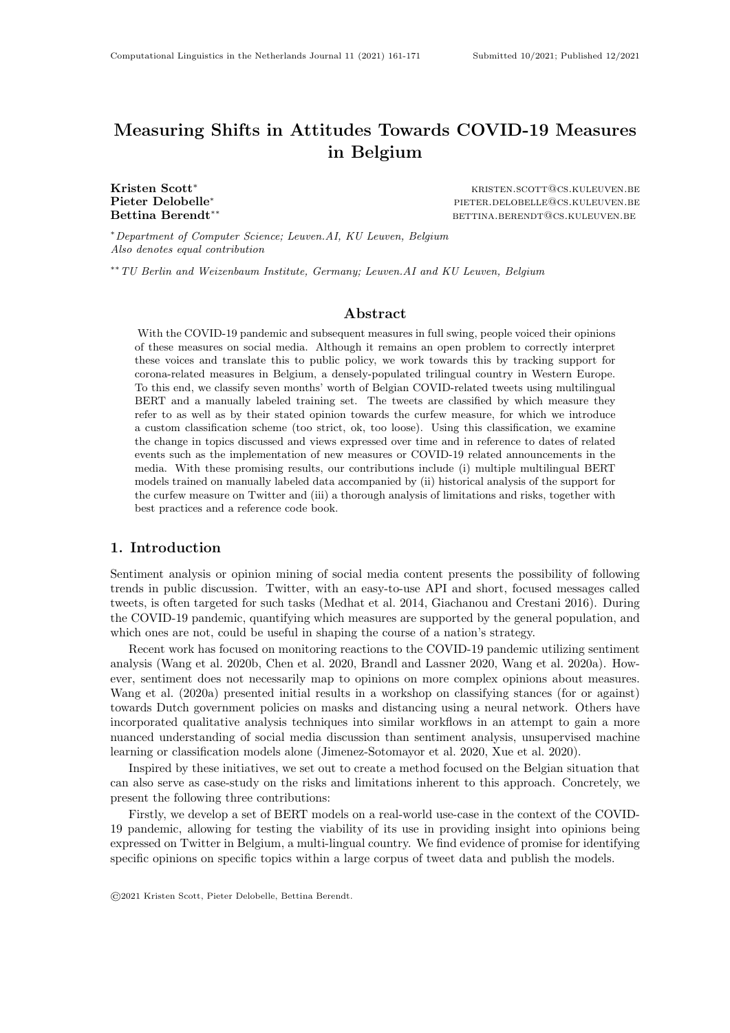# Measuring Shifts in Attitudes Towards COVID-19 Measures in Belgium

**Kristen Scott*** KRISTEN.SCOTT@CS.KULEUVEN.BE
**Pieter Delobelle*** PIETER.DELOBELLE@CS.KULEUVEN.BE
**Bettina Berendt**** BETTINA.BERENDT@CS.KULEUVEN.BE

*\*Department of Computer Science; Leuven.AI, KU Leuven, Belgium*
*Also denotes equal contribution*

*\*\*TU Berlin and Weizenbaum Institute, Germany; Leuven.AI and KU Leuven, Belgium*

## Abstract

With the COVID-19 pandemic and subsequent measures in full swing, people voiced their opinions of these measures on social media. Although it remains an open problem to correctly interpret these voices and translate this to public policy, we work towards this by tracking support for corona-related measures in Belgium, a densely-populated trilingual country in Western Europe. To this end, we classify seven months' worth of Belgian COVID-related tweets using multilingual BERT and a manually labeled training set. The tweets are classified by which measure they refer to as well as by their stated opinion towards the curfew measure, for which we introduce a custom classification scheme (too strict, ok, too loose). Using this classification, we examine the change in topics discussed and views expressed over time and in reference to dates of related events such as the implementation of new measures or COVID-19 related announcements in the media. With these promising results, our contributions include (i) multiple multilingual BERT models trained on manually labeled data accompanied by (ii) historical analysis of the support for the curfew measure on Twitter and (iii) a thorough analysis of limitations and risks, together with best practices and a reference code book.

## 1. Introduction

Sentiment analysis or opinion mining of social media content presents the possibility of following trends in public discussion. Twitter, with an easy-to-use API and short, focused messages called tweets, is often targeted for such tasks (Medhat et al. 2014, Giachanou and Crestani 2016). During the COVID-19 pandemic, quantifying which measures are supported by the general population, and which ones are not, could be useful in shaping the course of a nation's strategy.

Recent work has focused on monitoring reactions to the COVID-19 pandemic utilizing sentiment analysis (Wang et al. 2020b, Chen et al. 2020, Brandl and Lassner 2020, Wang et al. 2020a). However, sentiment does not necessarily map to opinions on more complex opinions about measures. Wang et al. (2020a) presented initial results in a workshop on classifying stances (for or against) towards Dutch government policies on masks and distancing using a neural network. Others have incorporated qualitative analysis techniques into similar workflows in an attempt to gain a more nuanced understanding of social media discussion than sentiment analysis, unsupervised machine learning or classification models alone (Jimenez-Sotomayor et al. 2020, Xue et al. 2020).

Inspired by these initiatives, we set out to create a method focused on the Belgian situation that can also serve as case-study on the risks and limitations inherent to this approach. Concretely, we present the following three contributions:

Firstly, we develop a set of BERT models on a real-world use-case in the context of the COVID-19 pandemic, allowing for testing the viability of its use in providing insight into opinions being expressed on Twitter in Belgium, a multi-lingual country. We find evidence of promise for identifying specific opinions on specific topics within a large corpus of tweet data and publish the models.

©2021 Kristen Scott, Pieter Delobelle, Bettina Berendt.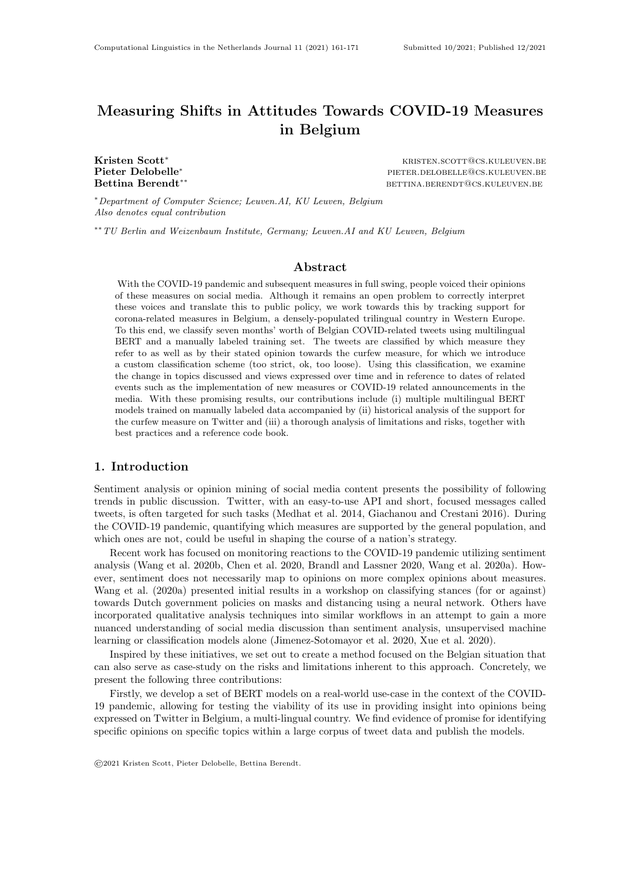# Measuring Shifts in Attitudes Towards COVID-19 Measures in Belgium

**Kristen Scott*** KRISTEN.SCOTT@CS.KULEUVEN.BE
**Pieter Delobelle*** PIETER.DELOBELLE@CS.KULEUVEN.BE
**Bettina Berendt**** BETTINA.BERENDT@CS.KULEUVEN.BE

\* *Department of Computer Science; Leuven.AI, KU Leuven, Belgium*
*Also denotes equal contribution*

\** *TU Berlin and Weizenbaum Institute, Germany; Leuven.AI and KU Leuven, Belgium*

## Abstract

With the COVID-19 pandemic and subsequent measures in full swing, people voiced their opinions of these measures on social media. Although it remains an open problem to correctly interpret these voices and translate this to public policy, we work towards this by tracking support for corona-related measures in Belgium, a densely-populated trilingual country in Western Europe. To this end, we classify seven months' worth of Belgian COVID-related tweets using multilingual BERT and a manually labeled training set. The tweets are classified by which measure they refer to as well as by their stated opinion towards the curfew measure, for which we introduce a custom classification scheme (too strict, ok, too loose). Using this classification, we examine the change in topics discussed and views expressed over time and in reference to dates of related events such as the implementation of new measures or COVID-19 related announcements in the media. With these promising results, our contributions include (i) multiple multilingual BERT models trained on manually labeled data accompanied by (ii) historical analysis of the support for the curfew measure on Twitter and (iii) a thorough analysis of limitations and risks, together with best practices and a reference code book.

## 1. Introduction

Sentiment analysis or opinion mining of social media content presents the possibility of following trends in public discussion. Twitter, with an easy-to-use API and short, focused messages called tweets, is often targeted for such tasks (Medhat et al. 2014, Giachanou and Crestani 2016). During the COVID-19 pandemic, quantifying which measures are supported by the general population, and which ones are not, could be useful in shaping the course of a nation's strategy.

Recent work has focused on monitoring reactions to the COVID-19 pandemic utilizing sentiment analysis (Wang et al. 2020b, Chen et al. 2020, Brandl and Lassner 2020, Wang et al. 2020a). However, sentiment does not necessarily map to opinions on more complex opinions about measures. Wang et al. (2020a) presented initial results in a workshop on classifying stances (for or against) towards Dutch government policies on masks and distancing using a neural network. Others have incorporated qualitative analysis techniques into similar workflows in an attempt to gain a more nuanced understanding of social media discussion than sentiment analysis, unsupervised machine learning or classification models alone (Jimenez-Sotomayor et al. 2020, Xue et al. 2020).

Inspired by these initiatives, we set out to create a method focused on the Belgian situation that can also serve as case-study on the risks and limitations inherent to this approach. Concretely, we present the following three contributions:

Firstly, we develop a set of BERT models on a real-world use-case in the context of the COVID-19 pandemic, allowing for testing the viability of its use in providing insight into opinions being expressed on Twitter in Belgium, a multi-lingual country. We find evidence of promise for identifying specific opinions on specific topics within a large corpus of tweet data and publish the models.

©2021 Kristen Scott, Pieter Delobelle, Bettina Berendt.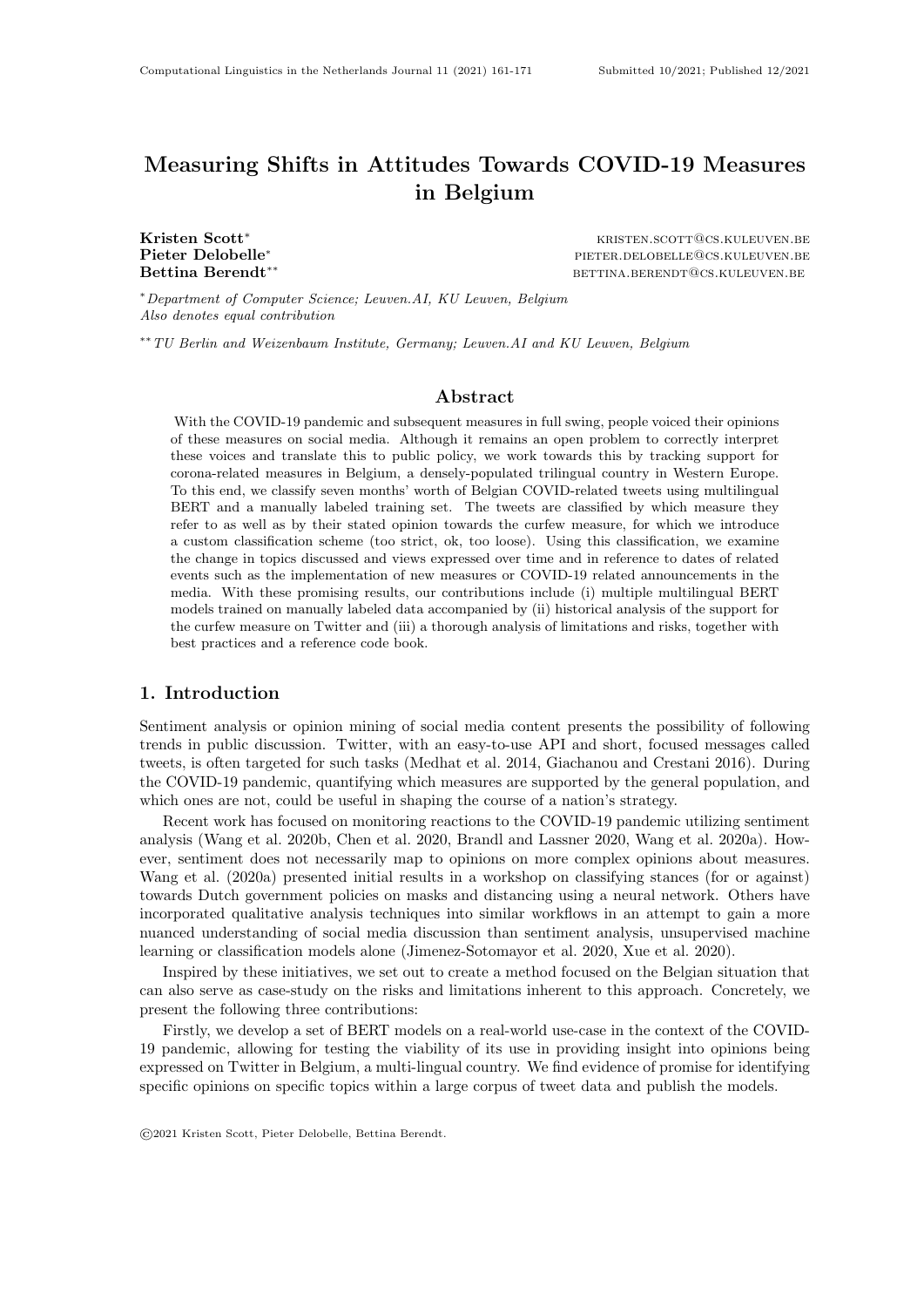# Measuring Shifts in Attitudes Towards COVID-19 Measures in Belgium

**Kristen Scott*** KRISTEN.SCOTT@CS.KULEUVEN.BE
**Pieter Delobelle*** PIETER.DELOBELLE@CS.KULEUVEN.BE
**Bettina Berendt**** BETTINA.BERENDT@CS.KULEUVEN.BE

**Department of Computer Science; Leuven.AI, KU Leuven, Belgium*
*Also denotes equal contribution*

***** *TU Berlin and Weizenbaum Institute, Germany; Leuven.AI and KU Leuven, Belgium*

## Abstract

With the COVID-19 pandemic and subsequent measures in full swing, people voiced their opinions of these measures on social media. Although it remains an open problem to correctly interpret these voices and translate this to public policy, we work towards this by tracking support for corona-related measures in Belgium, a densely-populated trilingual country in Western Europe. To this end, we classify seven months' worth of Belgian COVID-related tweets using multilingual BERT and a manually labeled training set. The tweets are classified by which measure they refer to as well as by their stated opinion towards the curfew measure, for which we introduce a custom classification scheme (too strict, ok, too loose). Using this classification, we examine the change in topics discussed and views expressed over time and in reference to dates of related events such as the implementation of new measures or COVID-19 related announcements in the media. With these promising results, our contributions include (i) multiple multilingual BERT models trained on manually labeled data accompanied by (ii) historical analysis of the support for the curfew measure on Twitter and (iii) a thorough analysis of limitations and risks, together with best practices and a reference code book.

## 1. Introduction

Sentiment analysis or opinion mining of social media content presents the possibility of following trends in public discussion. Twitter, with an easy-to-use API and short, focused messages called tweets, is often targeted for such tasks (Medhat et al. 2014, Giachanou and Crestani 2016). During the COVID-19 pandemic, quantifying which measures are supported by the general population, and which ones are not, could be useful in shaping the course of a nation's strategy.

Recent work has focused on monitoring reactions to the COVID-19 pandemic utilizing sentiment analysis (Wang et al. 2020b, Chen et al. 2020, Brandl and Lassner 2020, Wang et al. 2020a). However, sentiment does not necessarily map to opinions on more complex opinions about measures. Wang et al. (2020a) presented initial results in a workshop on classifying stances (for or against) towards Dutch government policies on masks and distancing using a neural network. Others have incorporated qualitative analysis techniques into similar workflows in an attempt to gain a more nuanced understanding of social media discussion than sentiment analysis, unsupervised machine learning or classification models alone (Jimenez-Sotomayor et al. 2020, Xue et al. 2020).

Inspired by these initiatives, we set out to create a method focused on the Belgian situation that can also serve as case-study on the risks and limitations inherent to this approach. Concretely, we present the following three contributions:

Firstly, we develop a set of BERT models on a real-world use-case in the context of the COVID-19 pandemic, allowing for testing the viability of its use in providing insight into opinions being expressed on Twitter in Belgium, a multi-lingual country. We find evidence of promise for identifying specific opinions on specific topics within a large corpus of tweet data and publish the models.

©2021 Kristen Scott, Pieter Delobelle, Bettina Berendt.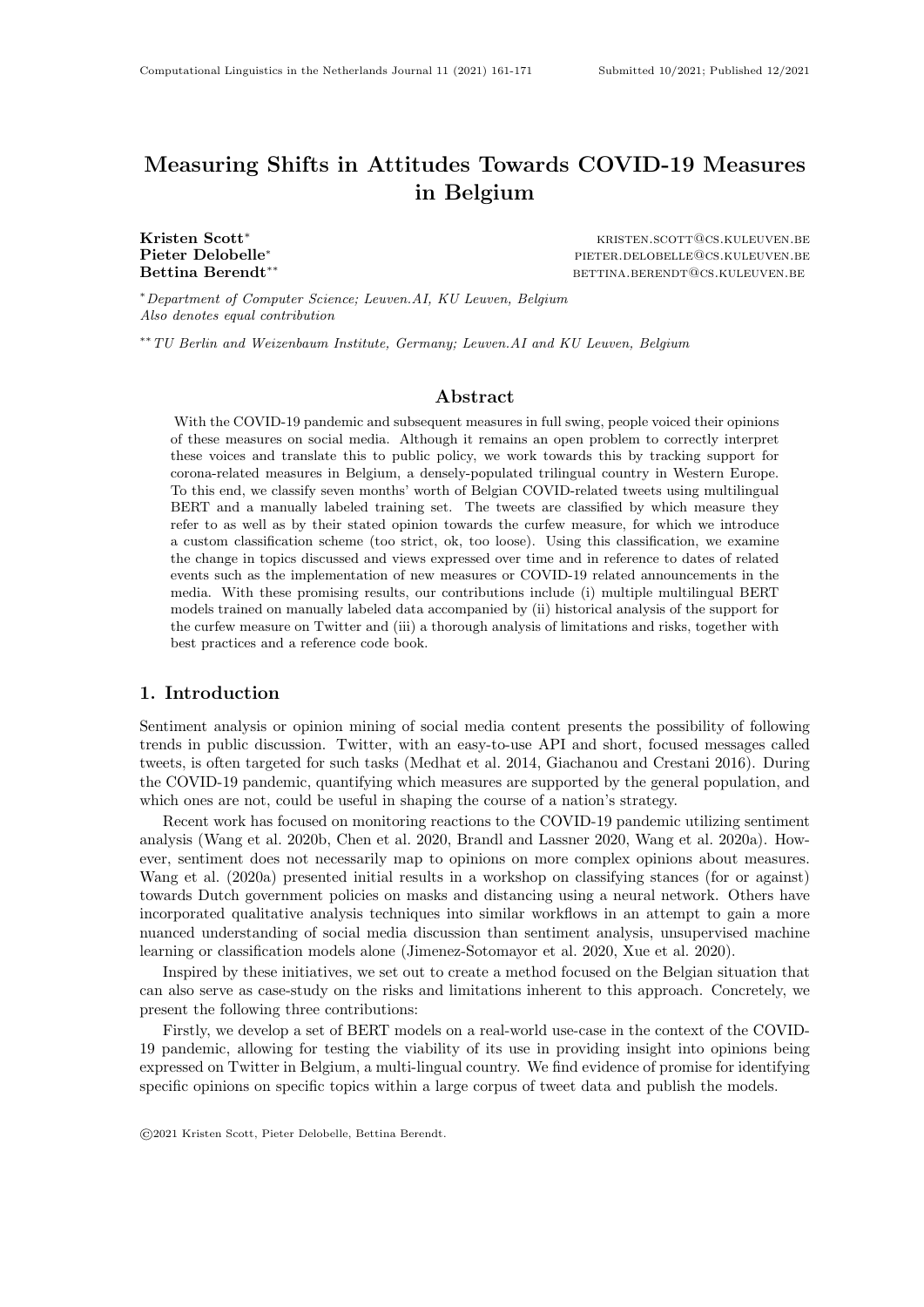# Measuring Shifts in Attitudes Towards COVID-19 Measures in Belgium

**Kristen Scott*** KRISTEN.SCOTT@CS.KULEUVEN.BE
**Pieter Delobelle*** PIETER.DELOBELLE@CS.KULEUVEN.BE
**Bettina Berendt**** BETTINA.BERENDT@CS.KULEUVEN.BE

*\*Department of Computer Science; Leuven.AI, KU Leuven, Belgium*
*Also denotes equal contribution*

*\*\*TU Berlin and Weizenbaum Institute, Germany; Leuven.AI and KU Leuven, Belgium*

## Abstract

With the COVID-19 pandemic and subsequent measures in full swing, people voiced their opinions of these measures on social media. Although it remains an open problem to correctly interpret these voices and translate this to public policy, we work towards this by tracking support for corona-related measures in Belgium, a densely-populated trilingual country in Western Europe. To this end, we classify seven months' worth of Belgian COVID-related tweets using multilingual BERT and a manually labeled training set. The tweets are classified by which measure they refer to as well as by their stated opinion towards the curfew measure, for which we introduce a custom classification scheme (too strict, ok, too loose). Using this classification, we examine the change in topics discussed and views expressed over time and in reference to dates of related events such as the implementation of new measures or COVID-19 related announcements in the media. With these promising results, our contributions include (i) multiple multilingual BERT models trained on manually labeled data accompanied by (ii) historical analysis of the support for the curfew measure on Twitter and (iii) a thorough analysis of limitations and risks, together with best practices and a reference code book.

## 1. Introduction

Sentiment analysis or opinion mining of social media content presents the possibility of following trends in public discussion. Twitter, with an easy-to-use API and short, focused messages called tweets, is often targeted for such tasks (Medhat et al. 2014, Giachanou and Crestani 2016). During the COVID-19 pandemic, quantifying which measures are supported by the general population, and which ones are not, could be useful in shaping the course of a nation's strategy.

Recent work has focused on monitoring reactions to the COVID-19 pandemic utilizing sentiment analysis (Wang et al. 2020b, Chen et al. 2020, Brandl and Lassner 2020, Wang et al. 2020a). However, sentiment does not necessarily map to opinions on more complex opinions about measures. Wang et al. (2020a) presented initial results in a workshop on classifying stances (for or against) towards Dutch government policies on masks and distancing using a neural network. Others have incorporated qualitative analysis techniques into similar workflows in an attempt to gain a more nuanced understanding of social media discussion than sentiment analysis, unsupervised machine learning or classification models alone (Jimenez-Sotomayor et al. 2020, Xue et al. 2020).

Inspired by these initiatives, we set out to create a method focused on the Belgian situation that can also serve as case-study on the risks and limitations inherent to this approach. Concretely, we present the following three contributions:

Firstly, we develop a set of BERT models on a real-world use-case in the context of the COVID-19 pandemic, allowing for testing the viability of its use in providing insight into opinions being expressed on Twitter in Belgium, a multi-lingual country. We find evidence of promise for identifying specific opinions on specific topics within a large corpus of tweet data and publish the models.

©2021 Kristen Scott, Pieter Delobelle, Bettina Berendt.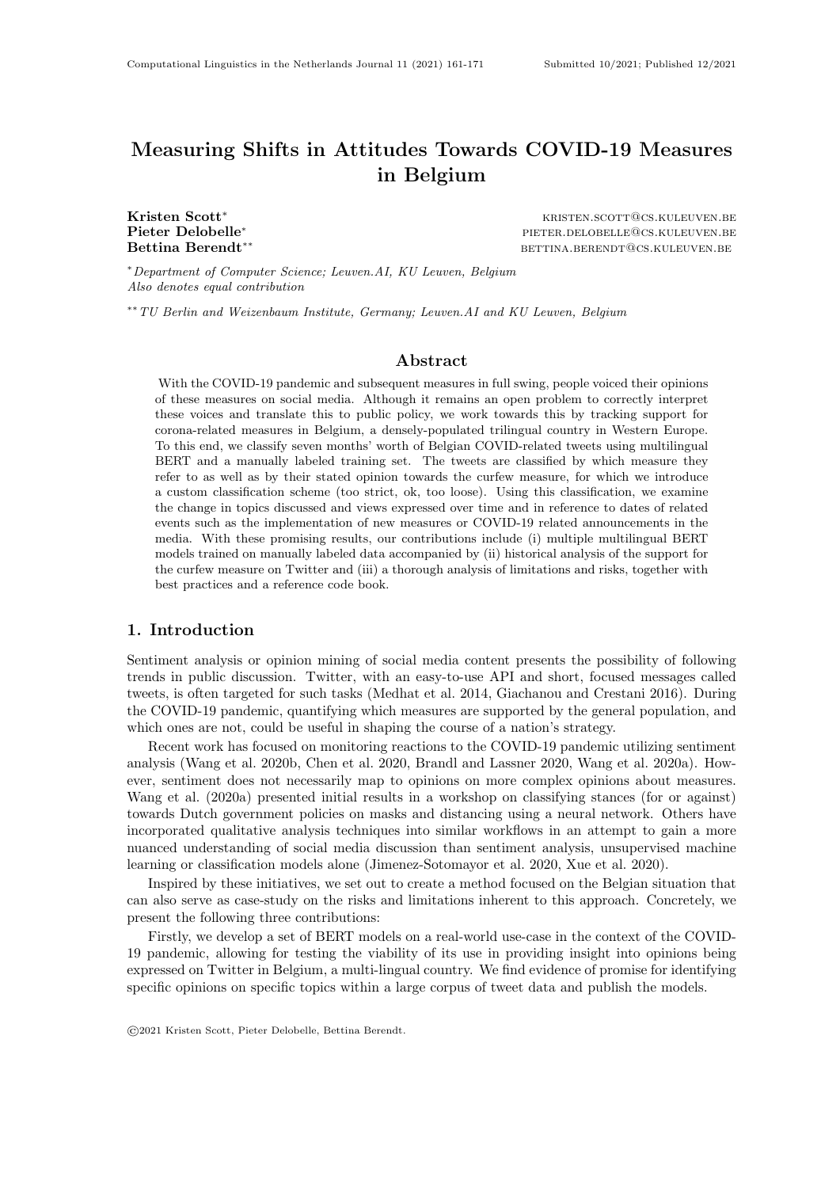# Measuring Shifts in Attitudes Towards COVID-19 Measures in Belgium

**Kristen Scott*** KRISTEN.SCOTT@CS.KULEUVEN.BE
**Pieter Delobelle*** PIETER.DELOBELLE@CS.KULEUVEN.BE
**Bettina Berendt**** BETTINA.BERENDT@CS.KULEUVEN.BE

*\* Department of Computer Science; Leuven.AI, KU Leuven, Belgium*
*Also denotes equal contribution*

*\*\* TU Berlin and Weizenbaum Institute, Germany; Leuven.AI and KU Leuven, Belgium*

## Abstract

With the COVID-19 pandemic and subsequent measures in full swing, people voiced their opinions of these measures on social media. Although it remains an open problem to correctly interpret these voices and translate this to public policy, we work towards this by tracking support for corona-related measures in Belgium, a densely-populated trilingual country in Western Europe. To this end, we classify seven months' worth of Belgian COVID-related tweets using multilingual BERT and a manually labeled training set. The tweets are classified by which measure they refer to as well as by their stated opinion towards the curfew measure, for which we introduce a custom classification scheme (too strict, ok, too loose). Using this classification, we examine the change in topics discussed and views expressed over time and in reference to dates of related events such as the implementation of new measures or COVID-19 related announcements in the media. With these promising results, our contributions include (i) multiple multilingual BERT models trained on manually labeled data accompanied by (ii) historical analysis of the support for the curfew measure on Twitter and (iii) a thorough analysis of limitations and risks, together with best practices and a reference code book.

## 1. Introduction

Sentiment analysis or opinion mining of social media content presents the possibility of following trends in public discussion. Twitter, with an easy-to-use API and short, focused messages called tweets, is often targeted for such tasks (Medhat et al. 2014, Giachanou and Crestani 2016). During the COVID-19 pandemic, quantifying which measures are supported by the general population, and which ones are not, could be useful in shaping the course of a nation's strategy.

Recent work has focused on monitoring reactions to the COVID-19 pandemic utilizing sentiment analysis (Wang et al. 2020b, Chen et al. 2020, Brandl and Lassner 2020, Wang et al. 2020a). However, sentiment does not necessarily map to opinions on more complex opinions about measures. Wang et al. (2020a) presented initial results in a workshop on classifying stances (for or against) towards Dutch government policies on masks and distancing using a neural network. Others have incorporated qualitative analysis techniques into similar workflows in an attempt to gain a more nuanced understanding of social media discussion than sentiment analysis, unsupervised machine learning or classification models alone (Jimenez-Sotomayor et al. 2020, Xue et al. 2020).

Inspired by these initiatives, we set out to create a method focused on the Belgian situation that can also serve as case-study on the risks and limitations inherent to this approach. Concretely, we present the following three contributions:

Firstly, we develop a set of BERT models on a real-world use-case in the context of the COVID-19 pandemic, allowing for testing the viability of its use in providing insight into opinions being expressed on Twitter in Belgium, a multi-lingual country. We find evidence of promise for identifying specific opinions on specific topics within a large corpus of tweet data and publish the models.

©2021 Kristen Scott, Pieter Delobelle, Bettina Berendt.